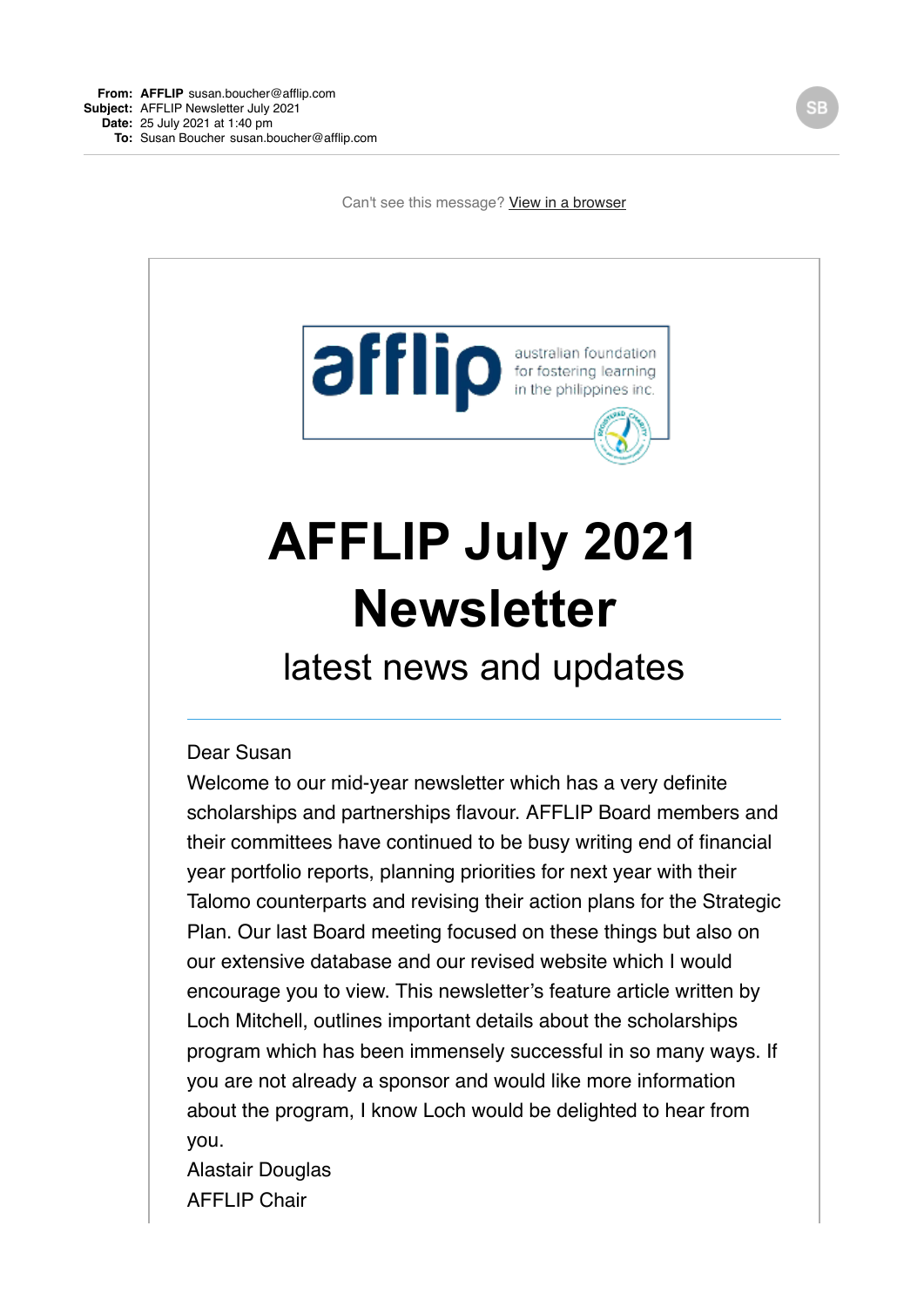**From:** **AFFLIP** susan.boucher@afflip.com
**Subject:** AFFLIP Newsletter July 2021
**Date:** 25 July 2021 at 1:40 pm
**To:** Susan Boucher susan.boucher@afflip.com

Can't see this message? View in a browser

afflip australian foundation for fostering learning in the philippines inc.

# AFFLIP July 2021 Newsletter

## latest news and updates

---

Dear Susan

Welcome to our mid-year newsletter which has a very definite scholarships and partnerships flavour. AFFLIP Board members and their committees have continued to be busy writing end of financial year portfolio reports, planning priorities for next year with their Talomo counterparts and revising their action plans for the Strategic Plan. Our last Board meeting focused on these things but also on our extensive database and our revised website which I would encourage you to view. This newsletter's feature article written by Loch Mitchell, outlines important details about the scholarships program which has been immensely successful in so many ways. If you are not already a sponsor and would like more information about the program, I know Loch would be delighted to hear from you.

Alastair Douglas
AFFLIP Chair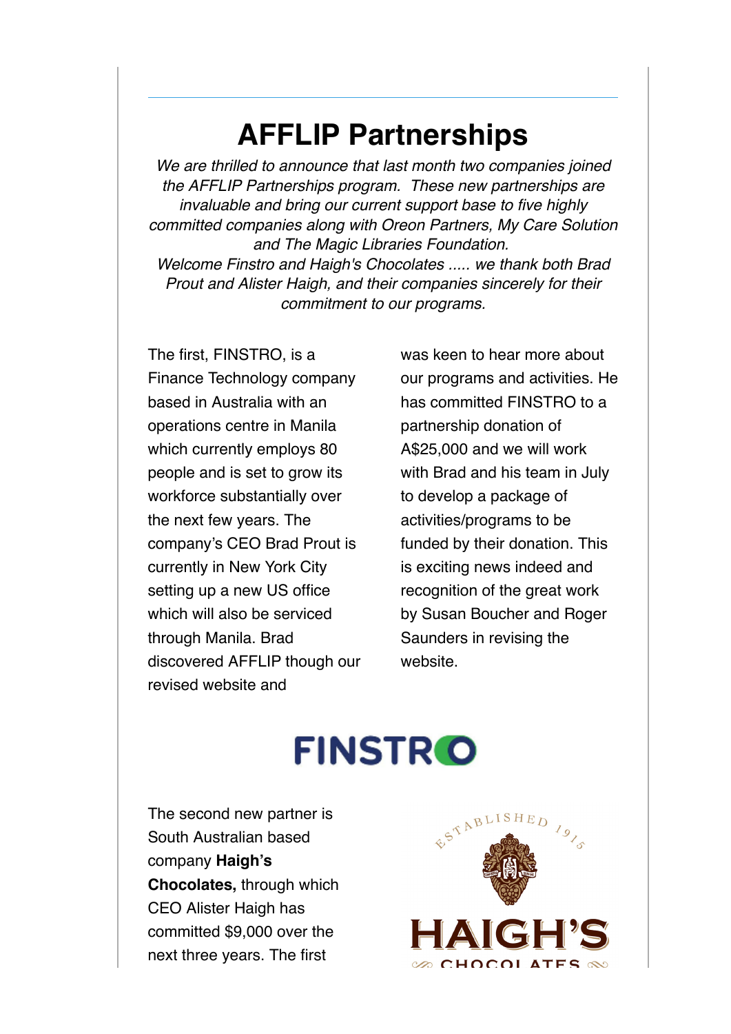# AFFLIP Partnerships

*We are thrilled to announce that last month two companies joined the AFFLIP Partnerships program. These new partnerships are invaluable and bring our current support base to five highly committed companies along with Oreon Partners, My Care Solution and The Magic Libraries Foundation.*
*Welcome Finstro and Haigh's Chocolates ..... we thank both Brad Prout and Alister Haigh, and their companies sincerely for their commitment to our programs.*

The first, FINSTRO, is a Finance Technology company based in Australia with an operations centre in Manila which currently employs 80 people and is set to grow its workforce substantially over the next few years. The company's CEO Brad Prout is currently in New York City setting up a new US office which will also be serviced through Manila. Brad discovered AFFLIP though our revised website and was keen to hear more about our programs and activities. He has committed FINSTRO to a partnership donation of A$25,000 and we will work with Brad and his team in July to develop a package of activities/programs to be funded by their donation. This is exciting news indeed and recognition of the great work by Susan Boucher and Roger Saunders in revising the website.

FINSTRO

The second new partner is South Australian based company **Haigh's Chocolates,** through which CEO Alister Haigh has committed $9,000 over the next three years. The first

ESTABLISHED 1915
HAIGH'S CHOCOLATES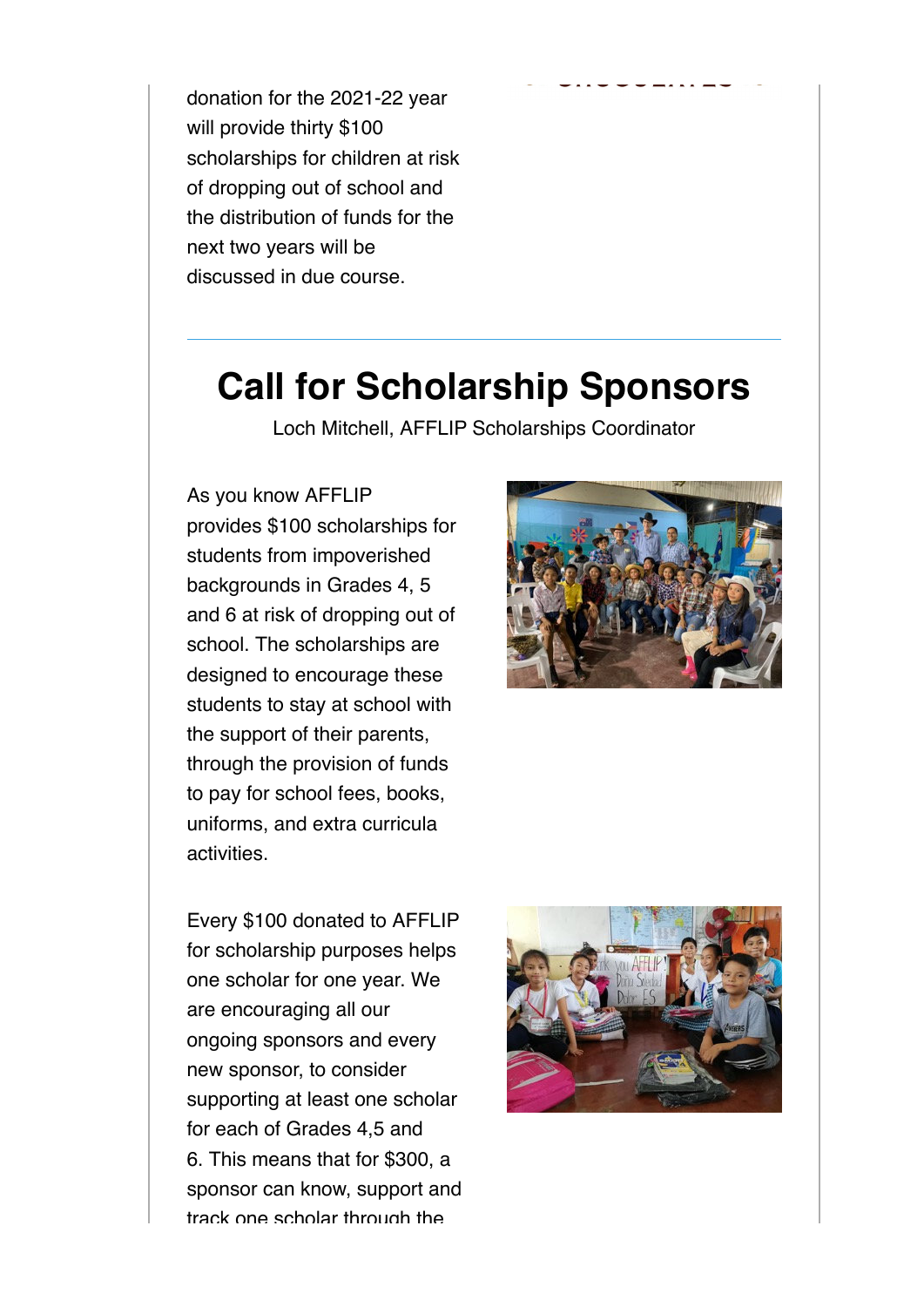donation for the 2021-22 year will provide thirty $100 scholarships for children at risk of dropping out of school and the distribution of funds for the next two years will be discussed in due course.

---

# Call for Scholarship Sponsors

Loch Mitchell, AFFLIP Scholarships Coordinator

As you know AFFLIP provides $100 scholarships for students from impoverished backgrounds in Grades 4, 5 and 6 at risk of dropping out of school. The scholarships are designed to encourage these students to stay at school with the support of their parents, through the provision of funds to pay for school fees, books, uniforms, and extra curricula activities.

Every $100 donated to AFFLIP for scholarship purposes helps one scholar for one year. We are encouraging all our ongoing sponsors and every new sponsor, to consider supporting at least one scholar for each of Grades 4,5 and 6. This means that for $300, a sponsor can know, support and track one scholar through the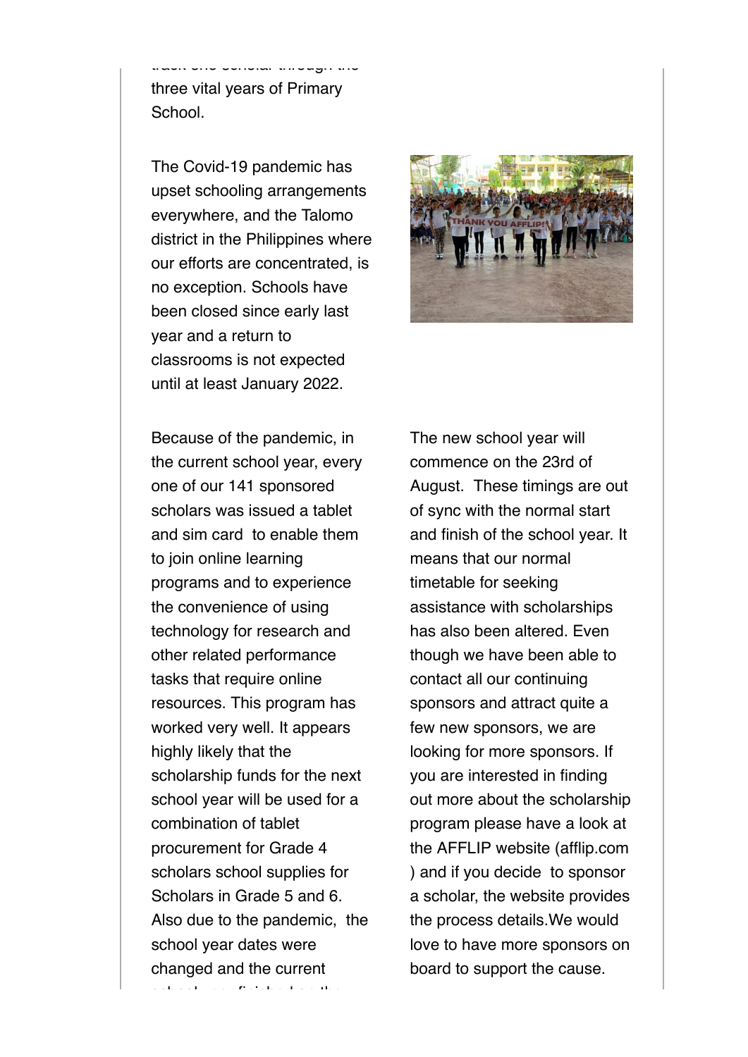track one scholar through the three vital years of Primary School.

The Covid-19 pandemic has upset schooling arrangements everywhere, and the Talomo district in the Philippines where our efforts are concentrated, is no exception. Schools have been closed since early last year and a return to classrooms is not expected until at least January 2022.

Because of the pandemic, in the current school year, every one of our 141 sponsored scholars was issued a tablet and sim card to enable them to join online learning programs and to experience the convenience of using technology for research and other related performance tasks that require online resources. This program has worked very well. It appears highly likely that the scholarship funds for the next school year will be used for a combination of tablet procurement for Grade 4 scholars school supplies for Scholars in Grade 5 and 6. Also due to the pandemic, the school year dates were changed and the current school year finished on the

The new school year will commence on the 23rd of August. These timings are out of sync with the normal start and finish of the school year. It means that our normal timetable for seeking assistance with scholarships has also been altered. Even though we have been able to contact all our continuing sponsors and attract quite a few new sponsors, we are looking for more sponsors. If you are interested in finding out more about the scholarship program please have a look at the AFFLIP website (afflip.com ) and if you decide to sponsor a scholar, the website provides the process details.We would love to have more sponsors on board to support the cause.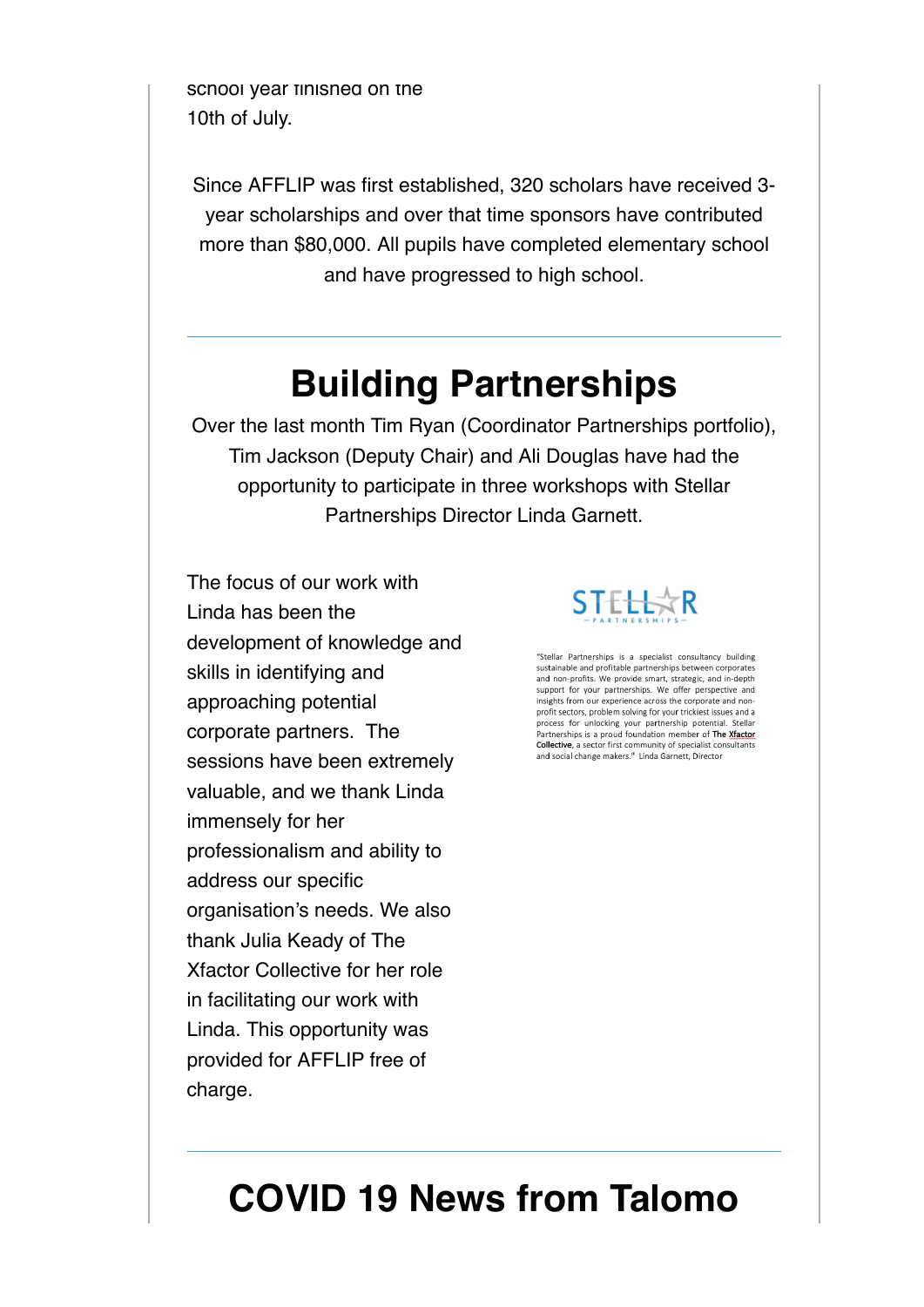school year finished on the 10th of July.

Since AFFLIP was first established, 320 scholars have received 3-year scholarships and over that time sponsors have contributed more than $80,000. All pupils have completed elementary school and have progressed to high school.

---

# Building Partnerships

Over the last month Tim Ryan (Coordinator Partnerships portfolio), Tim Jackson (Deputy Chair) and Ali Douglas have had the opportunity to participate in three workshops with Stellar Partnerships Director Linda Garnett.

The focus of our work with Linda has been the development of knowledge and skills in identifying and approaching potential corporate partners. The sessions have been extremely valuable, and we thank Linda immensely for her professionalism and ability to address our specific organisation's needs. We also thank Julia Keady of The Xfactor Collective for her role in facilitating our work with Linda. This opportunity was provided for AFFLIP free of charge.

STELLAR
PARTNERSHIPS

"Stellar Partnerships is a specialist consultancy building sustainable and profitable partnerships between corporates and non-profits. We provide smart, strategic, and in-depth support for your partnerships. We offer perspective and insights from our experience across the corporate and non-profit sectors, problem solving for your trickiest issues and a process for unlocking your partnership potential. Stellar Partnerships is a proud foundation member of **The Xfactor Collective**, a sector first community of specialist consultants and social change makers." Linda Garnett, Director

---

# COVID 19 News from Talomo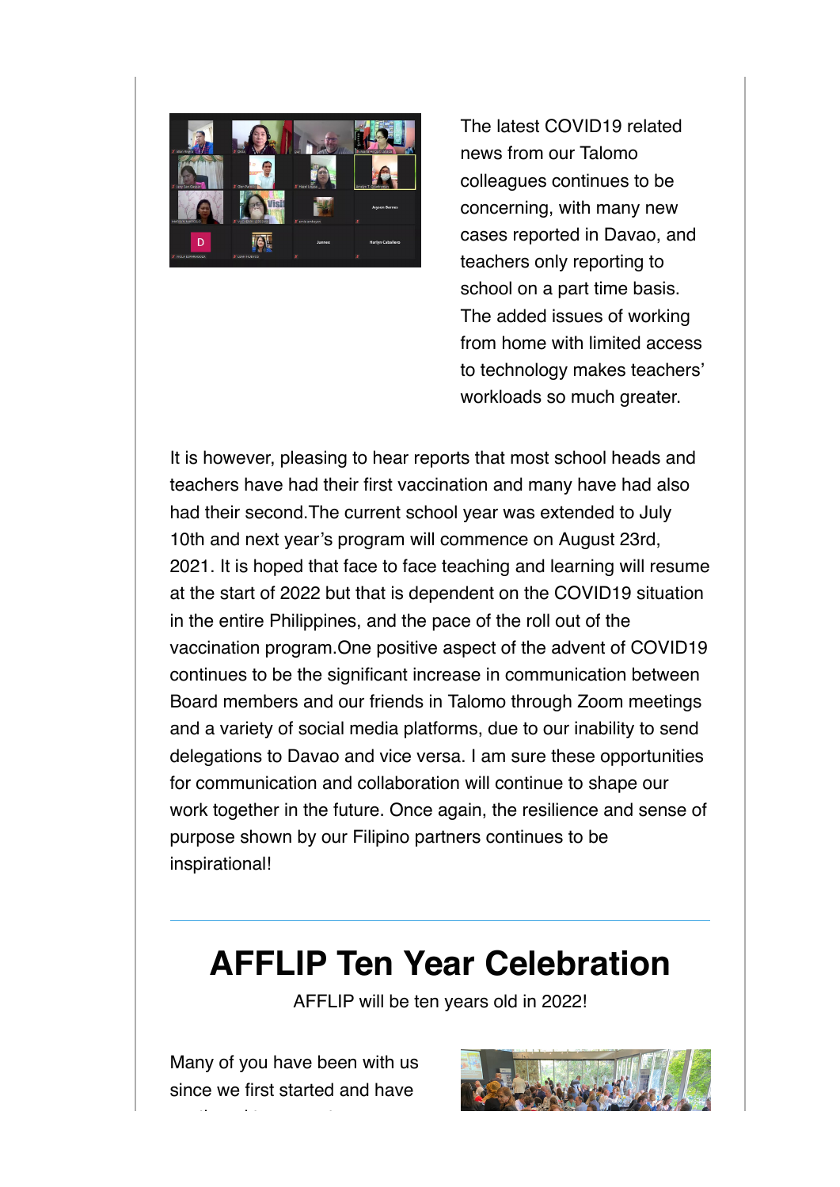The latest COVID19 related news from our Talomo colleagues continues to be concerning, with many new cases reported in Davao, and teachers only reporting to school on a part time basis. The added issues of working from home with limited access to technology makes teachers' workloads so much greater.

It is however, pleasing to hear reports that most school heads and teachers have had their first vaccination and many have had also had their second.The current school year was extended to July 10th and next year's program will commence on August 23rd, 2021. It is hoped that face to face teaching and learning will resume at the start of 2022 but that is dependent on the COVID19 situation in the entire Philippines, and the pace of the roll out of the vaccination program.One positive aspect of the advent of COVID19 continues to be the significant increase in communication between Board members and our friends in Talomo through Zoom meetings and a variety of social media platforms, due to our inability to send delegations to Davao and vice versa. I am sure these opportunities for communication and collaboration will continue to shape our work together in the future. Once again, the resilience and sense of purpose shown by our Filipino partners continues to be inspirational!

---

# AFFLIP Ten Year Celebration

AFFLIP will be ten years old in 2022!

Many of you have been with us since we first started and have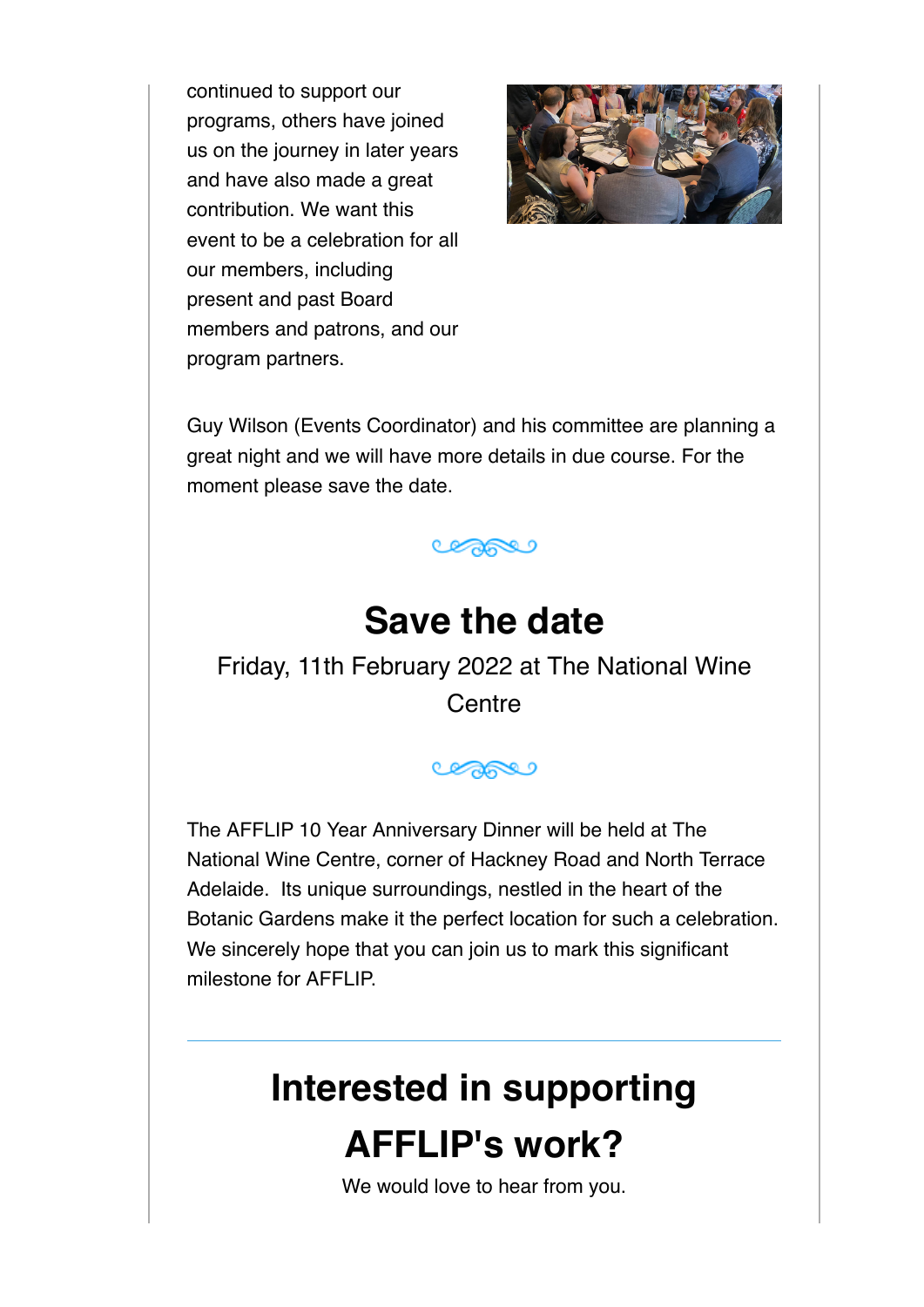continued to support our programs, others have joined us on the journey in later years and have also made a great contribution. We want this event to be a celebration for all our members, including present and past Board members and patrons, and our program partners.

Guy Wilson (Events Coordinator) and his committee are planning a great night and we will have more details in due course. For the moment please save the date.

# Save the date

Friday, 11th February 2022 at The National Wine Centre

The AFFLIP 10 Year Anniversary Dinner will be held at The National Wine Centre, corner of Hackney Road and North Terrace Adelaide. Its unique surroundings, nestled in the heart of the Botanic Gardens make it the perfect location for such a celebration. We sincerely hope that you can join us to mark this significant milestone for AFFLIP.

---

# Interested in supporting AFFLIP's work?

We would love to hear from you.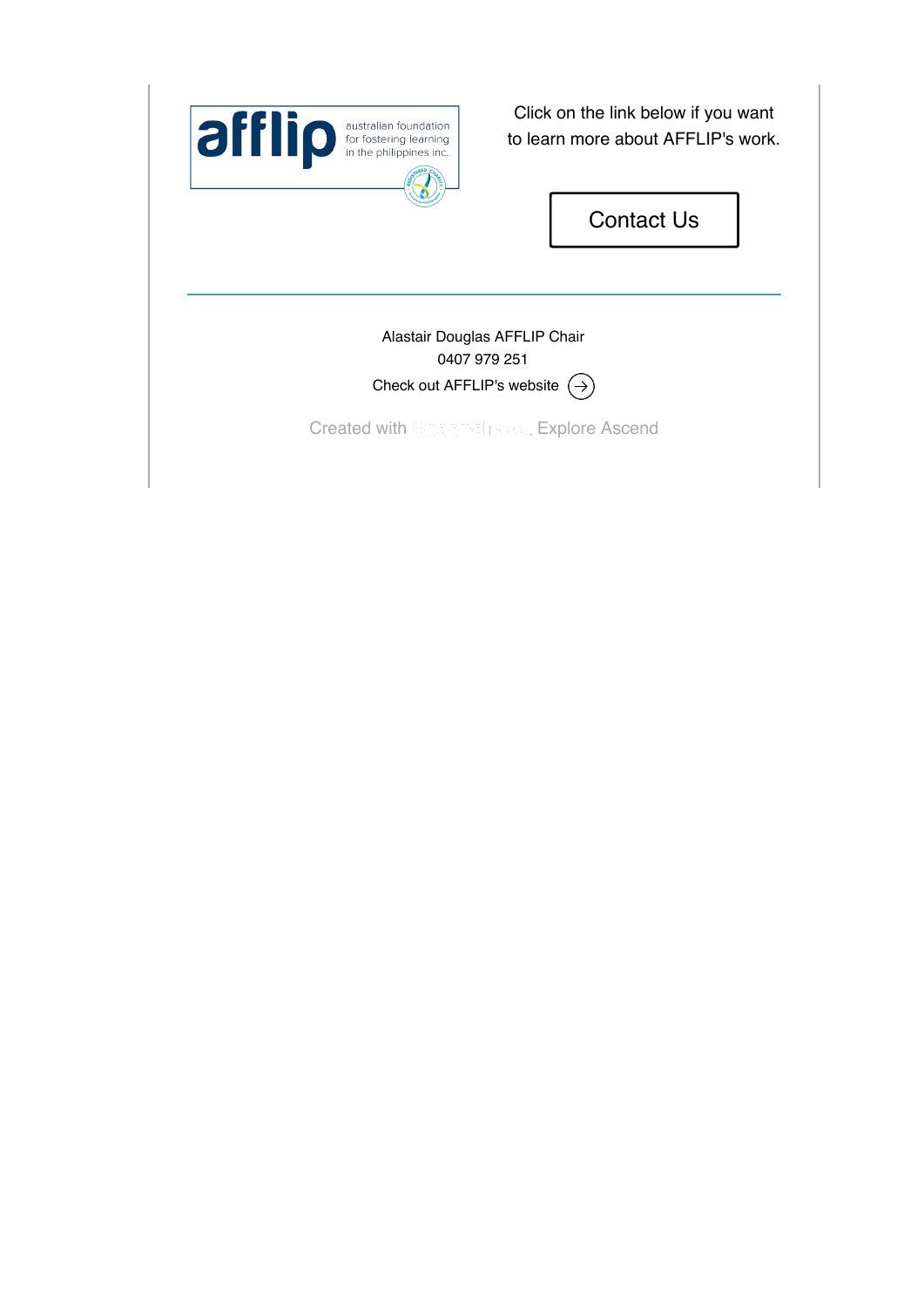Click on the link below if you want to learn more about AFFLIP's work.

Contact Us

Alastair Douglas AFFLIP Chair

0407 979 251

Check out AFFLIP's website

Created with Explore Ascend